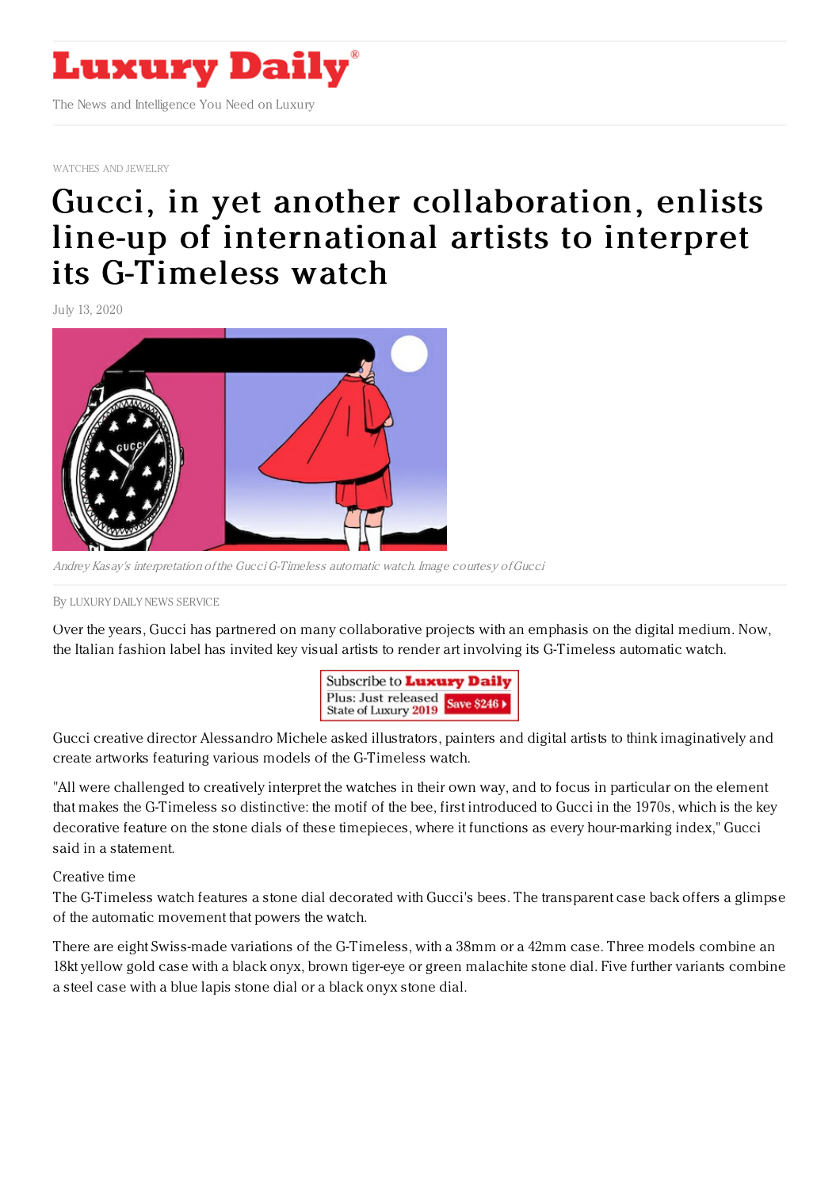# Luxury Daily

The News and Intelligence You Need on Luxury

WATCHES AND JEWELRY

# Gucci, in yet another collaboration, enlists line-up of international artists to interpret its G-Timeless watch

July 13, 2020

*Andrey Kasay's interpretation of the Gucci G-Timeless automatic watch. Image courtesy of Gucci*

By LUXURY DAILY NEWS SERVICE

Over the years, Gucci has partnered on many collaborative projects with an emphasis on the digital medium. Now, the Italian fashion label has invited key visual artists to render art involving its G-Timeless automatic watch.

Gucci creative director Alessandro Michele asked illustrators, painters and digital artists to think imaginatively and create artworks featuring various models of the G-Timeless watch.

"All were challenged to creatively interpret the watches in their own way, and to focus in particular on the element that makes the G-Timeless so distinctive: the motif of the bee, first introduced to Gucci in the 1970s, which is the key decorative feature on the stone dials of these timepieces, where it functions as every hour-marking index," Gucci said in a statement.

Creative time

The G-Timeless watch features a stone dial decorated with Gucci's bees. The transparent case back offers a glimpse of the automatic movement that powers the watch.

There are eight Swiss-made variations of the G-Timeless, with a 38mm or a 42mm case. Three models combine an 18kt yellow gold case with a black onyx, brown tiger-eye or green malachite stone dial. Five further variants combine a steel case with a blue lapis stone dial or a black onyx stone dial.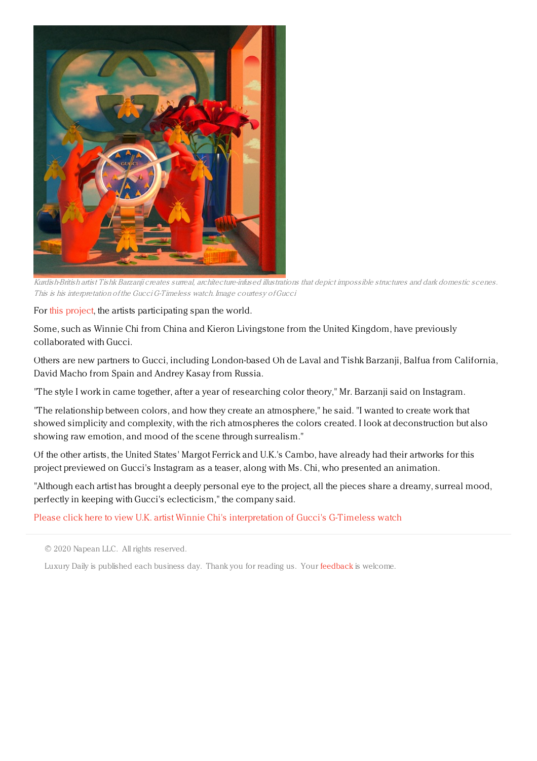*Kurdish-British artist Tishk Barzanji creates surreal, architecture-infused illustrations that depict impossible structures and dark domestic scenes. This is his interpretation of the Gucci G-Timeless watch. Image courtesy of Gucci*

For this project, the artists participating span the world.

Some, such as Winnie Chi from China and Kieron Livingstone from the United Kingdom, have previously collaborated with Gucci.

Others are new partners to Gucci, including London-based Oh de Laval and Tishk Barzanji, Balfua from California, David Macho from Spain and Andrey Kasay from Russia.

"The style I work in came together, after a year of researching color theory," Mr. Barzanji said on Instagram.

"The relationship between colors, and how they create an atmosphere," he said. "I wanted to create work that showed simplicity and complexity, with the rich atmospheres the colors created. I look at deconstruction but also showing raw emotion, and mood of the scene through surrealism."

Of the other artists, the United States' Margot Ferrick and U.K.'s Cambo, have already had their artworks for this project previewed on Gucci's Instagram as a teaser, along with Ms. Chi, who presented an animation.

"Although each artist has brought a deeply personal eye to the project, all the pieces share a dreamy, surreal mood, perfectly in keeping with Gucci's eclecticism," the company said.

Please click here to view U.K. artist Winnie Chi's interpretation of Gucci's G-Timeless watch

© 2020 Napean LLC. All rights reserved.

Luxury Daily is published each business day. Thank you for reading us. Your feedback is welcome.